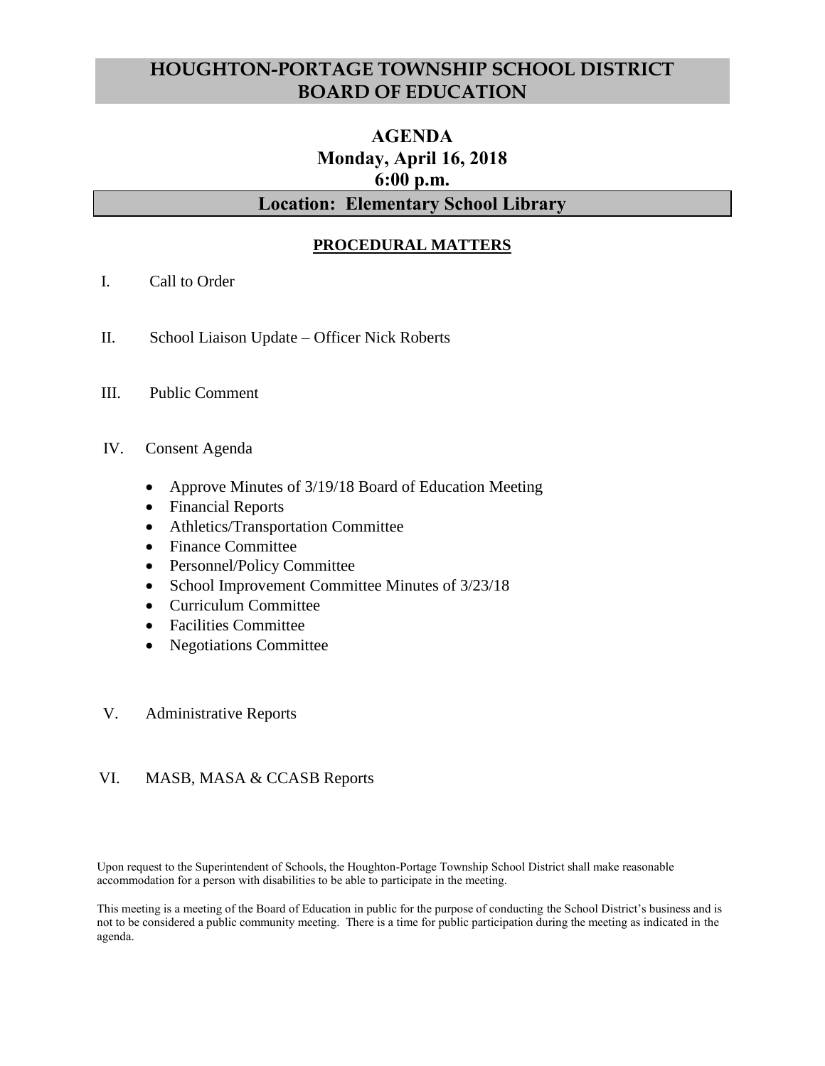# HOUGHTON-PORTAGE TOWNSHIP SCHOOL DISTRICT BOARD OF EDUCATION

## AGENDA
## Monday, April 16, 2018
## 6:00 p.m.

## Location: Elementary School Library

### PROCEDURAL MATTERS

I. Call to Order

II. School Liaison Update – Officer Nick Roberts

III. Public Comment

IV. Consent Agenda

- Approve Minutes of 3/19/18 Board of Education Meeting
- Financial Reports
- Athletics/Transportation Committee
- Finance Committee
- Personnel/Policy Committee
- School Improvement Committee Minutes of 3/23/18
- Curriculum Committee
- Facilities Committee
- Negotiations Committee

V. Administrative Reports

VI. MASB, MASA & CCASB Reports

Upon request to the Superintendent of Schools, the Houghton-Portage Township School District shall make reasonable accommodation for a person with disabilities to be able to participate in the meeting.

This meeting is a meeting of the Board of Education in public for the purpose of conducting the School District's business and is not to be considered a public community meeting. There is a time for public participation during the meeting as indicated in the agenda.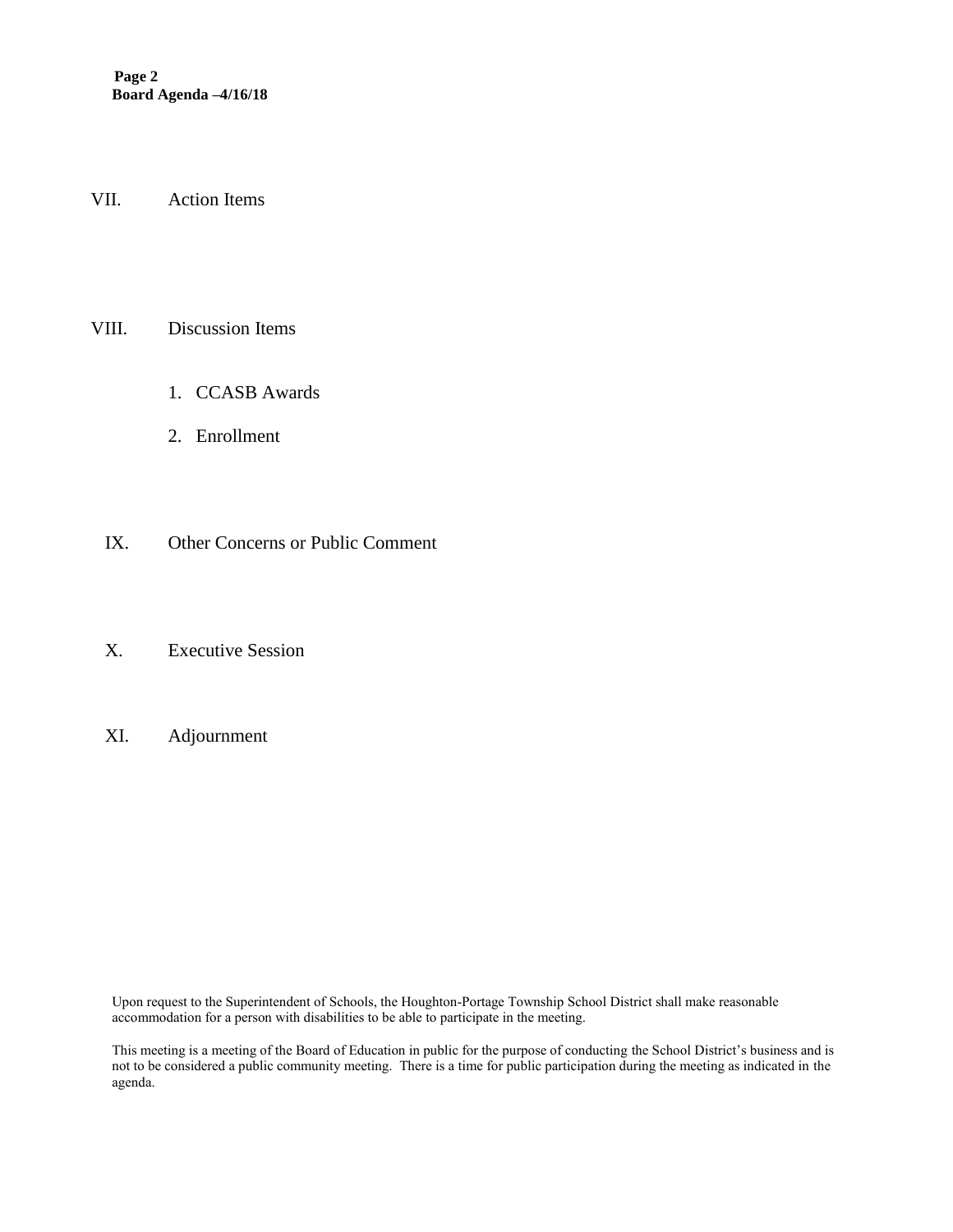VII. Action Items

VIII. Discussion Items

1. CCASB Awards
2. Enrollment

IX. Other Concerns or Public Comment

X. Executive Session

XI. Adjournment

Upon request to the Superintendent of Schools, the Houghton-Portage Township School District shall make reasonable accommodation for a person with disabilities to be able to participate in the meeting.

This meeting is a meeting of the Board of Education in public for the purpose of conducting the School District's business and is not to be considered a public community meeting. There is a time for public participation during the meeting as indicated in the agenda.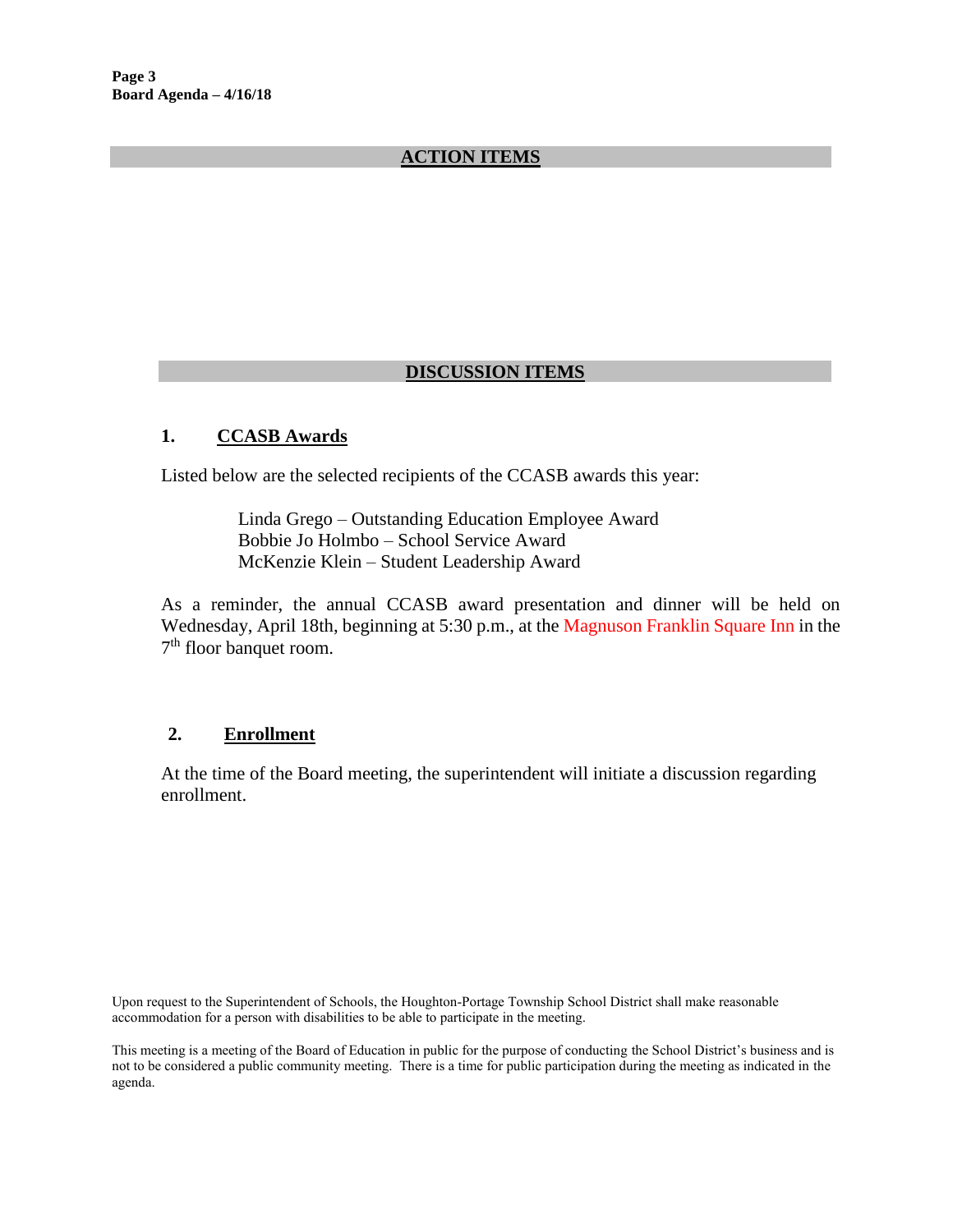## ACTION ITEMS

## DISCUSSION ITEMS

### 1. CCASB Awards

Listed below are the selected recipients of the CCASB awards this year:

Linda Grego – Outstanding Education Employee Award
Bobbie Jo Holmbo – School Service Award
McKenzie Klein – Student Leadership Award

As a reminder, the annual CCASB award presentation and dinner will be held on Wednesday, April 18th, beginning at 5:30 p.m., at the Magnuson Franklin Square Inn in the 7th floor banquet room.

### 2. Enrollment

At the time of the Board meeting, the superintendent will initiate a discussion regarding enrollment.

Upon request to the Superintendent of Schools, the Houghton-Portage Township School District shall make reasonable accommodation for a person with disabilities to be able to participate in the meeting.

This meeting is a meeting of the Board of Education in public for the purpose of conducting the School District's business and is not to be considered a public community meeting. There is a time for public participation during the meeting as indicated in the agenda.